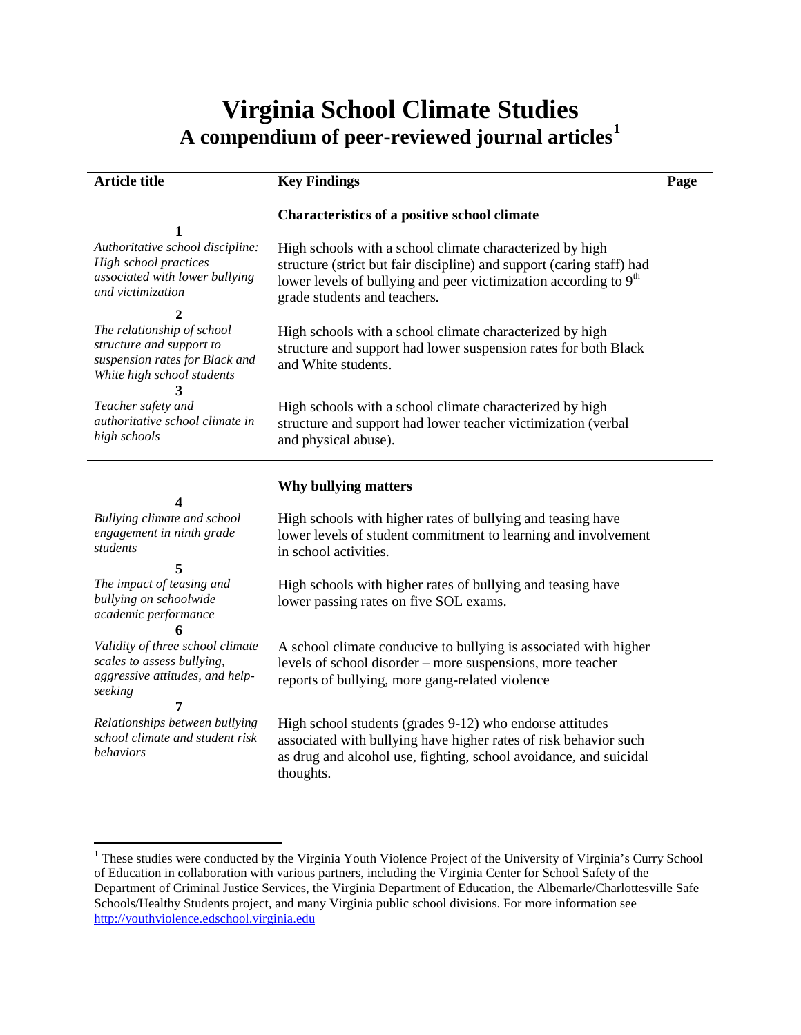# Virginia School Climate Studies

## A compendium of peer-reviewed journal articles[1]

| Article title | Key Findings | Page |
|---|---|---|
| | **Characteristics of a positive school climate** | |
| **1** *Authoritative school discipline: High school practices associated with lower bullying and victimization* | High schools with a school climate characterized by high structure (strict but fair discipline) and support (caring staff) had lower levels of bullying and peer victimization according to 9th grade students and teachers. | |
| **2** *The relationship of school structure and support to suspension rates for Black and White high school students* | High schools with a school climate characterized by high structure and support had lower suspension rates for both Black and White students. | |
| **3** *Teacher safety and authoritative school climate in high schools* | High schools with a school climate characterized by high structure and support had lower teacher victimization (verbal and physical abuse). | |
| | **Why bullying matters** | |
| **4** *Bullying climate and school engagement in ninth grade students* | High schools with higher rates of bullying and teasing have lower levels of student commitment to learning and involvement in school activities. | |
| **5** *The impact of teasing and bullying on schoolwide academic performance* | High schools with higher rates of bullying and teasing have lower passing rates on five SOL exams. | |
| **6** *Validity of three school climate scales to assess bullying, aggressive attitudes, and help-seeking* | A school climate conducive to bullying is associated with higher levels of school disorder – more suspensions, more teacher reports of bullying, more gang-related violence | |
| **7** *Relationships between bullying school climate and student risk behaviors* | High school students (grades 9-12) who endorse attitudes associated with bullying have higher rates of risk behavior such as drug and alcohol use, fighting, school avoidance, and suicidal thoughts. | |

[1] These studies were conducted by the Virginia Youth Violence Project of the University of Virginia's Curry School of Education in collaboration with various partners, including the Virginia Center for School Safety of the Department of Criminal Justice Services, the Virginia Department of Education, the Albemarle/Charlottesville Safe Schools/Healthy Students project, and many Virginia public school divisions. For more information see http://youthviolence.edschool.virginia.edu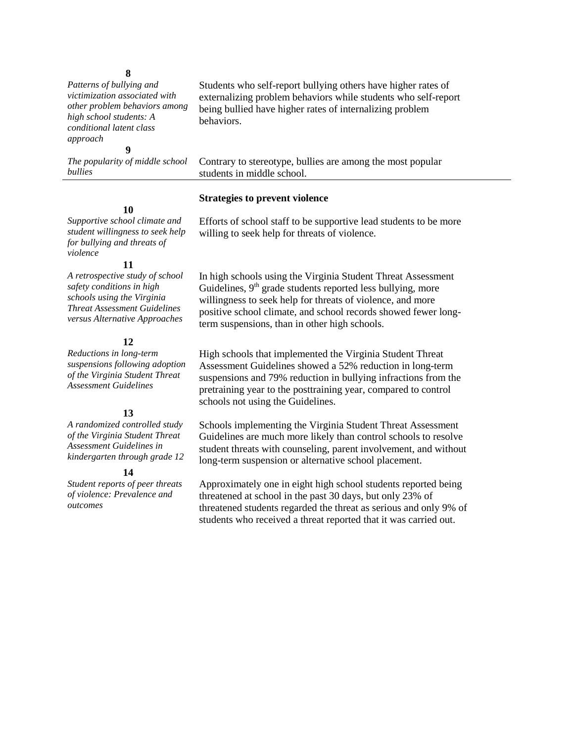| | |
|---|---|
| **8**<br>*Patterns of bullying and victimization associated with other problem behaviors among high school students: A conditional latent class approach* | Students who self-report bullying others have higher rates of externalizing problem behaviors while students who self-report being bullied have higher rates of internalizing problem behaviors. |
| **9**<br>*The popularity of middle school bullies* | Contrary to stereotype, bullies are among the most popular students in middle school. |

**Strategies to prevent violence**

| | |
|---|---|
| **10**<br>*Supportive school climate and student willingness to seek help for bullying and threats of violence* | Efforts of school staff to be supportive lead students to be more willing to seek help for threats of violence. |
| **11**<br>*A retrospective study of school safety conditions in high schools using the Virginia Threat Assessment Guidelines versus Alternative Approaches* | In high schools using the Virginia Student Threat Assessment Guidelines, 9th grade students reported less bullying, more willingness to seek help for threats of violence, and more positive school climate, and school records showed fewer long-term suspensions, than in other high schools. |
| **12**<br>*Reductions in long-term suspensions following adoption of the Virginia Student Threat Assessment Guidelines* | High schools that implemented the Virginia Student Threat Assessment Guidelines showed a 52% reduction in long-term suspensions and 79% reduction in bullying infractions from the pretraining year to the posttraining year, compared to control schools not using the Guidelines. |
| **13**<br>*A randomized controlled study of the Virginia Student Threat Assessment Guidelines in kindergarten through grade 12* | Schools implementing the Virginia Student Threat Assessment Guidelines are much more likely than control schools to resolve student threats with counseling, parent involvement, and without long-term suspension or alternative school placement. |
| **14**<br>*Student reports of peer threats of violence: Prevalence and outcomes* | Approximately one in eight high school students reported being threatened at school in the past 30 days, but only 23% of threatened students regarded the threat as serious and only 9% of students who received a threat reported that it was carried out. |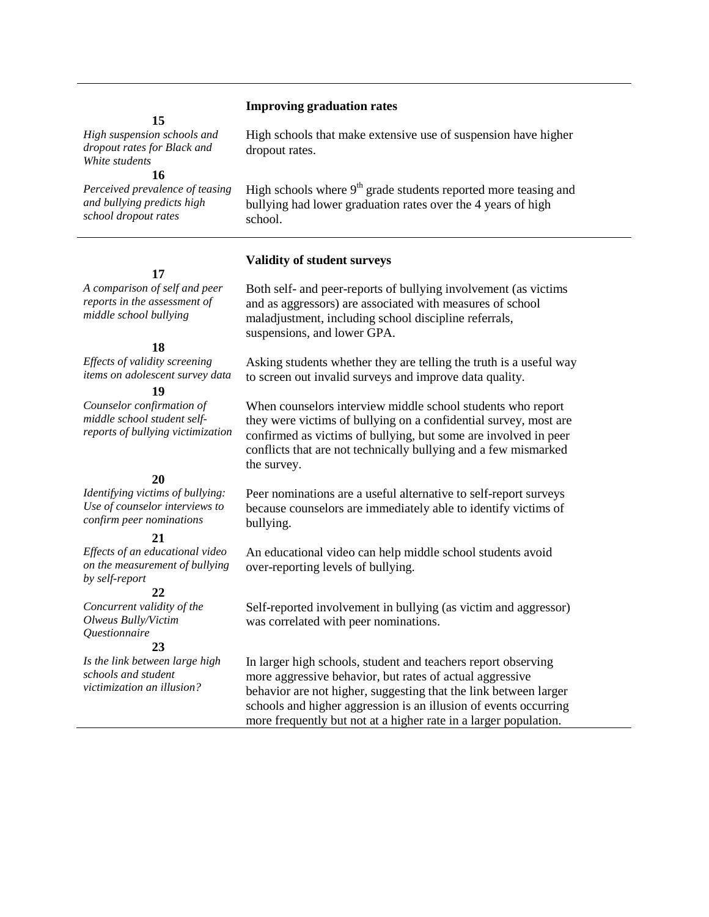| | | |
|---|---|---|
| | **Improving graduation rates** | |
| **15** *High suspension schools and dropout rates for Black and White students* | High schools that make extensive use of suspension have higher dropout rates. | |
| **16** *Perceived prevalence of teasing and bullying predicts high school dropout rates* | High schools where 9th grade students reported more teasing and bullying had lower graduation rates over the 4 years of high school. | |

| | |
|---|---|
| | **Validity of student surveys** |
| **17** *A comparison of self and peer reports in the assessment of middle school bullying* | Both self- and peer-reports of bullying involvement (as victims and as aggressors) are associated with measures of school maladjustment, including school discipline referrals, suspensions, and lower GPA. |
| **18** *Effects of validity screening items on adolescent survey data* | Asking students whether they are telling the truth is a useful way to screen out invalid surveys and improve data quality. |
| **19** *Counselor confirmation of middle school student self-reports of bullying victimization* | When counselors interview middle school students who report they were victims of bullying on a confidential survey, most are confirmed as victims of bullying, but some are involved in peer conflicts that are not technically bullying and a few mismarked the survey. |
| **20** *Identifying victims of bullying: Use of counselor interviews to confirm peer nominations* | Peer nominations are a useful alternative to self-report surveys because counselors are immediately able to identify victims of bullying. |
| **21** *Effects of an educational video on the measurement of bullying by self-report* | An educational video can help middle school students avoid over-reporting levels of bullying. |
| **22** *Concurrent validity of the Olweus Bully/Victim Questionnaire* | Self-reported involvement in bullying (as victim and aggressor) was correlated with peer nominations. |
| **23** *Is the link between large high schools and student victimization an illusion?* | In larger high schools, student and teachers report observing more aggressive behavior, but rates of actual aggressive behavior are not higher, suggesting that the link between larger schools and higher aggression is an illusion of events occurring more frequently but not at a higher rate in a larger population. |